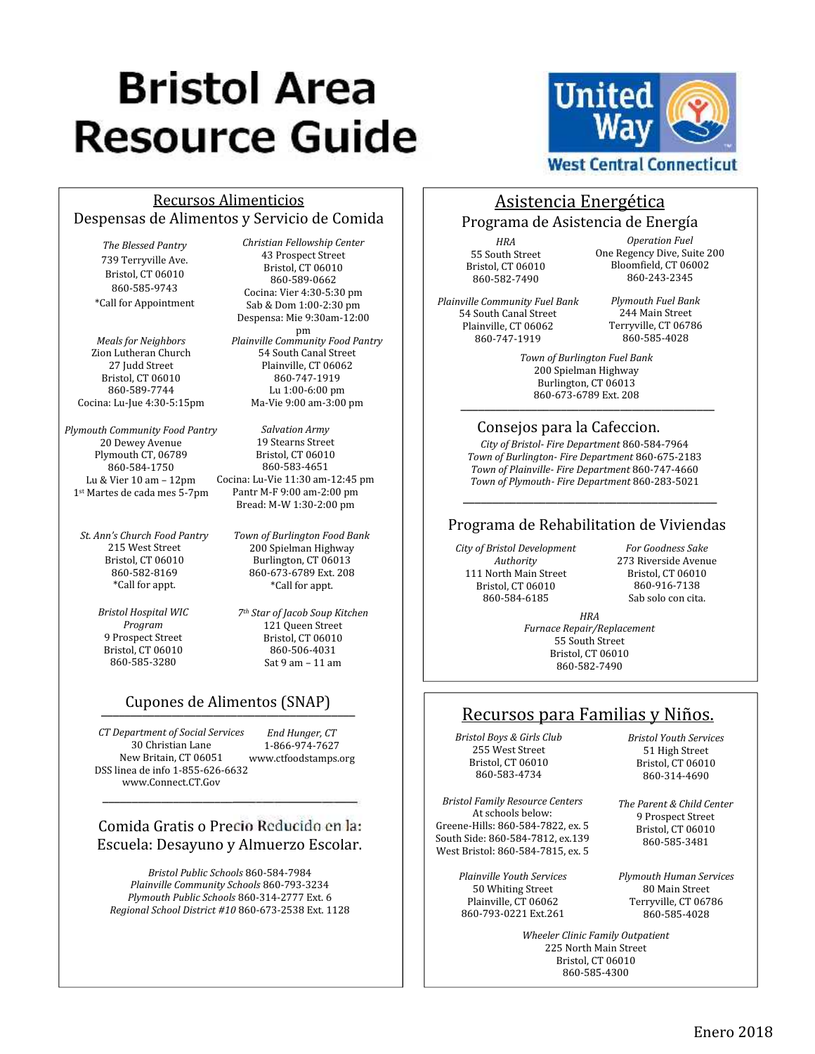# Bristol Area Resource Guide

United Way West Central Connecticut

## Recursos Alimenticios

### Despensas de Alimentos y Servicio de Comida

*The Blessed Pantry*
739 Terryville Ave.
Bristol, CT 06010
860-585-9743
*Call for Appointment

*Christian Fellowship Center*
43 Prospect Street
Bristol, CT 06010
860-589-0662
Cocina: Vier 4:30-5:30 pm
Sab & Dom 1:00-2:30 pm
Despensa: Mie 9:30am-12:00 pm

*Meals for Neighbors*
Zion Lutheran Church
27 Judd Street
Bristol, CT 06010
860-589-7744
Cocina: Lu-Jue 4:30-5:15pm

*Plainville Community Food Pantry*
54 South Canal Street
Plainville, CT 06062
860-747-1919
Lu 1:00-6:00 pm
Ma-Vie 9:00 am-3:00 pm

*Plymouth Community Food Pantry*
20 Dewey Avenue
Plymouth CT, 06789
860-584-1750
Lu & Vier 10 am – 12pm
1st Martes de cada mes 5-7pm

*Salvation Army*
19 Stearns Street
Bristol, CT 06010
860-583-4651
Cocina: Lu-Vie 11:30 am-12:45 pm
Pantr M-F 9:00 am-2:00 pm
Bread: M-W 1:30-2:00 pm

*St. Ann's Church Food Pantry*
215 West Street
Bristol, CT 06010
860-582-8169
*Call for appt.

*Town of Burlington Food Bank*
200 Spielman Highway
Burlington, CT 06013
860-673-6789 Ext. 208
*Call for appt.

*Bristol Hospital WIC Program*
9 Prospect Street
Bristol, CT 06010
860-585-3280

*7th Star of Jacob Soup Kitchen*
121 Queen Street
Bristol, CT 06010
860-506-4031
Sat 9 am – 11 am

### Cupones de Alimentos (SNAP)

*CT Department of Social Services*
30 Christian Lane
New Britain, CT 06051
DSS linea de info 1-855-626-6632
www.Connect.CT.Gov

*End Hunger, CT*
1-866-974-7627
www.ctfoodstamps.org

### Comida Gratis o Precio Reducido en la: Escuela: Desayuno y Almuerzo Escolar.

*Bristol Public Schools* 860-584-7984
*Plainville Community Schools* 860-793-3234
*Plymouth Public Schools* 860-314-2777 Ext. 6
*Regional School District #10* 860-673-2538 Ext. 1128

## Asistencia Energética

### Programa de Asistencia de Energía

*HRA*
55 South Street
Bristol, CT 06010
860-582-7490

*Operation Fuel*
One Regency Dive, Suite 200
Bloomfield, CT 06002
860-243-2345

*Plainville Community Fuel Bank*
54 South Canal Street
Plainville, CT 06062
860-747-1919

*Plymouth Fuel Bank*
244 Main Street
Terryville, CT 06786
860-585-4028

*Town of Burlington Fuel Bank*
200 Spielman Highway
Burlington, CT 06013
860-673-6789 Ext. 208

### Consejos para la Cafeccion.

*City of Bristol- Fire Department* 860-584-7964
*Town of Burlington- Fire Department* 860-675-2183
*Town of Plainville- Fire Department* 860-747-4660
*Town of Plymouth- Fire Department* 860-283-5021

### Programa de Rehabilitation de Viviendas

*City of Bristol Development Authority*
111 North Main Street
Bristol, CT 06010
860-584-6185

*For Goodness Sake*
273 Riverside Avenue
Bristol, CT 06010
860-916-7138
Sab solo con cita.

*HRA*
*Furnace Repair/Replacement*
55 South Street
Bristol, CT 06010
860-582-7490

## Recursos para Familias y Niños.

*Bristol Boys & Girls Club*
255 West Street
Bristol, CT 06010
860-583-4734

*Bristol Youth Services*
51 High Street
Bristol, CT 06010
860-314-4690

*Bristol Family Resource Centers*
At schools below:
Greene-Hills: 860-584-7822, ex. 5
South Side: 860-584-7812, ex.139
West Bristol: 860-584-7815, ex. 5

*The Parent & Child Center*
9 Prospect Street
Bristol, CT 06010
860-585-3481

*Plainville Youth Services*
50 Whiting Street
Plainville, CT 06062
860-793-0221 Ext.261

*Plymouth Human Services*
80 Main Street
Terryville, CT 06786
860-585-4028

*Wheeler Clinic Family Outpatient*
225 North Main Street
Bristol, CT 06010
860-585-4300

Enero 2018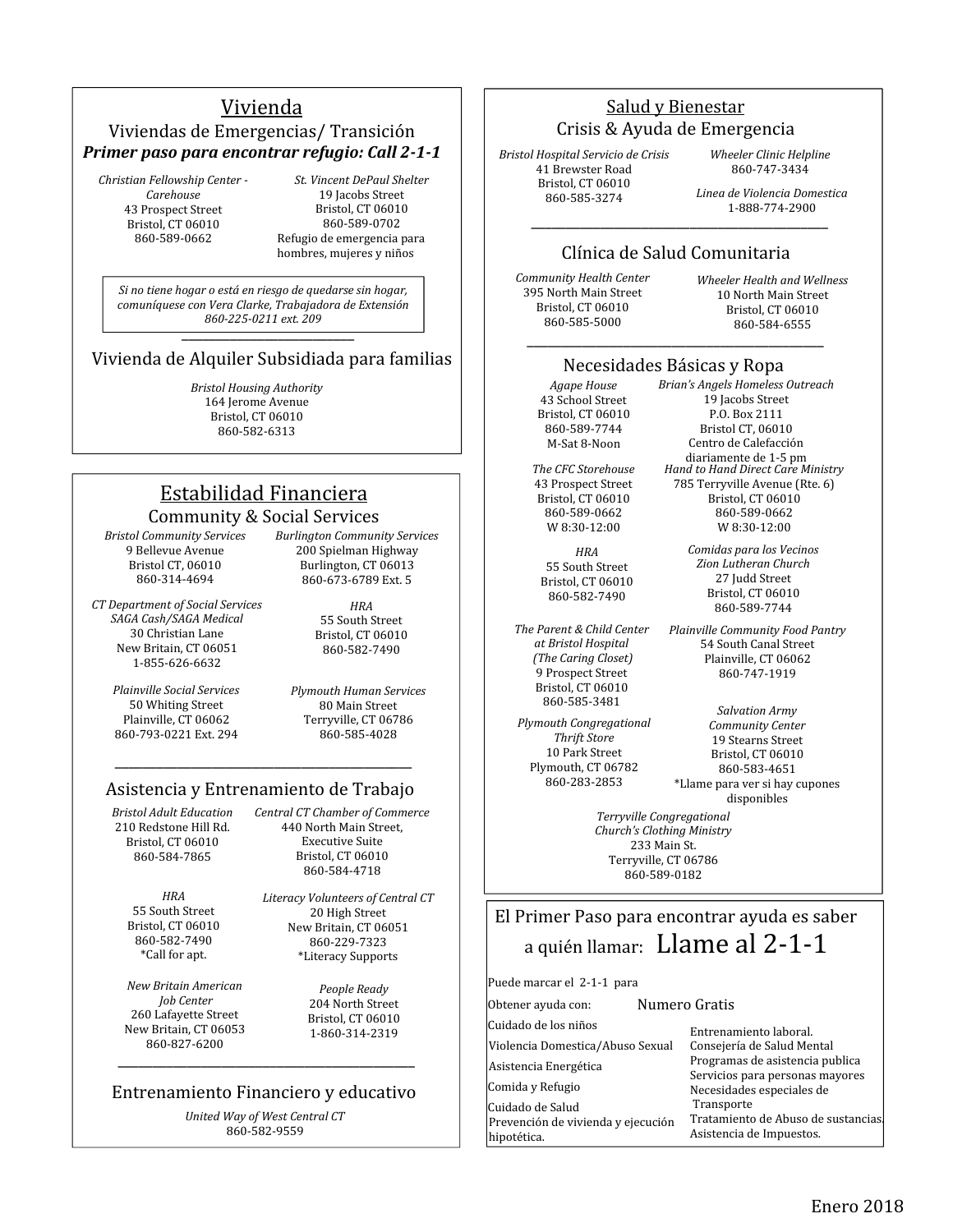# Vivienda

## Viviendas de Emergencias/ Transición

***Primer paso para encontrar refugio: Call 2-1-1***

*Christian Fellowship Center - Carehouse*
43 Prospect Street
Bristol, CT 06010
860-589-0662

*St. Vincent DePaul Shelter*
19 Jacobs Street
Bristol, CT 06010
860-589-0702
Refugio de emergencia para hombres, mujeres y niños

*Si no tiene hogar o está en riesgo de quedarse sin hogar, comuníquese con Vera Clarke, Trabajadora de Extensión 860-225-0211 ext. 209*

## Vivienda de Alquiler Subsidiada para familias

*Bristol Housing Authority*
164 Jerome Avenue
Bristol, CT 06010
860-582-6313

# Estabilidad Financiera

## Community & Social Services

*Bristol Community Services*
9 Bellevue Avenue
Bristol CT, 06010
860-314-4694

*Burlington Community Services*
200 Spielman Highway
Burlington, CT 06013
860-673-6789 Ext. 5

*CT Department of Social Services SAGA Cash/SAGA Medical*
30 Christian Lane
New Britain, CT 06051
1-855-626-6632

*HRA*
55 South Street
Bristol, CT 06010
860-582-7490

*Plainville Social Services*
50 Whiting Street
Plainville, CT 06062
860-793-0221 Ext. 294

*Plymouth Human Services*
80 Main Street
Terryville, CT 06786
860-585-4028

## Asistencia y Entrenamiento de Trabajo

*Bristol Adult Education*
210 Redstone Hill Rd.
Bristol, CT 06010
860-584-7865

*Central CT Chamber of Commerce*
440 North Main Street, Executive Suite
Bristol, CT 06010
860-584-4718

*HRA*
55 South Street
Bristol, CT 06010
860-582-7490
*Call for apt.

*Literacy Volunteers of Central CT*
20 High Street
New Britain, CT 06051
860-229-7323
*Literacy Supports

*New Britain American Job Center*
260 Lafayette Street
New Britain, CT 06053
860-827-6200

*People Ready*
204 North Street
Bristol, CT 06010
1-860-314-2319

## Entrenamiento Financiero y educativo

*United Way of West Central CT*
860-582-9559

# Salud y Bienestar

## Crisis & Ayuda de Emergencia

*Bristol Hospital Servicio de Crisis*
41 Brewster Road
Bristol, CT 06010
860-585-3274

*Wheeler Clinic Helpline*
860-747-3434

*Linea de Violencia Domestica*
1-888-774-2900

## Clínica de Salud Comunitaria

*Community Health Center*
395 North Main Street
Bristol, CT 06010
860-585-5000

*Wheeler Health and Wellness*
10 North Main Street
Bristol, CT 06010
860-584-6555

## Necesidades Básicas y Ropa

*Agape House*
43 School Street
Bristol, CT 06010
860-589-7744
M-Sat 8-Noon

*Brian's Angels Homeless Outreach*
19 Jacobs Street
P.O. Box 2111
Bristol CT, 06010
Centro de Calefacción diariamente de 1-5 pm

*The CFC Storehouse*
43 Prospect Street
Bristol, CT 06010
860-589-0662
W 8:30-12:00

*Hand to Hand Direct Care Ministry*
785 Terryville Avenue (Rte. 6)
Bristol, CT 06010
860-589-0662
W 8:30-12:00

*HRA*
55 South Street
Bristol, CT 06010
860-582-7490

*Comidas para los Vecinos Zion Lutheran Church*
27 Judd Street
Bristol, CT 06010
860-589-7744

*The Parent & Child Center at Bristol Hospital (The Caring Closet)*
9 Prospect Street
Bristol, CT 06010
860-585-3481

*Plainville Community Food Pantry*
54 South Canal Street
Plainville, CT 06062
860-747-1919

*Plymouth Congregational Thrift Store*
10 Park Street
Plymouth, CT 06782
860-283-2853

*Salvation Army Community Center*
19 Stearns Street
Bristol, CT 06010
860-583-4651
*Llame para ver si hay cupones disponibles

*Terryville Congregational Church's Clothing Ministry*
233 Main St.
Terryville, CT 06786
860-589-0182

## El Primer Paso para encontrar ayuda es saber a quién llamar: Llame al 2-1-1

Puede marcar el 2-1-1 para
Obtener ayuda con: Numero Gratis

- Cuidado de los niños
- Violencia Domestica/Abuso Sexual
- Asistencia Energética
- Comida y Refugio
- Cuidado de Salud
- Prevención de vivienda y ejecución hipotética.
- Entrenamiento laboral.
- Consejería de Salud Mental
- Programas de asistencia publica
- Servicios para personas mayores
- Necesidades especiales de Transporte
- Tratamiento de Abuso de sustancias.
- Asistencia de Impuestos.

Enero 2018